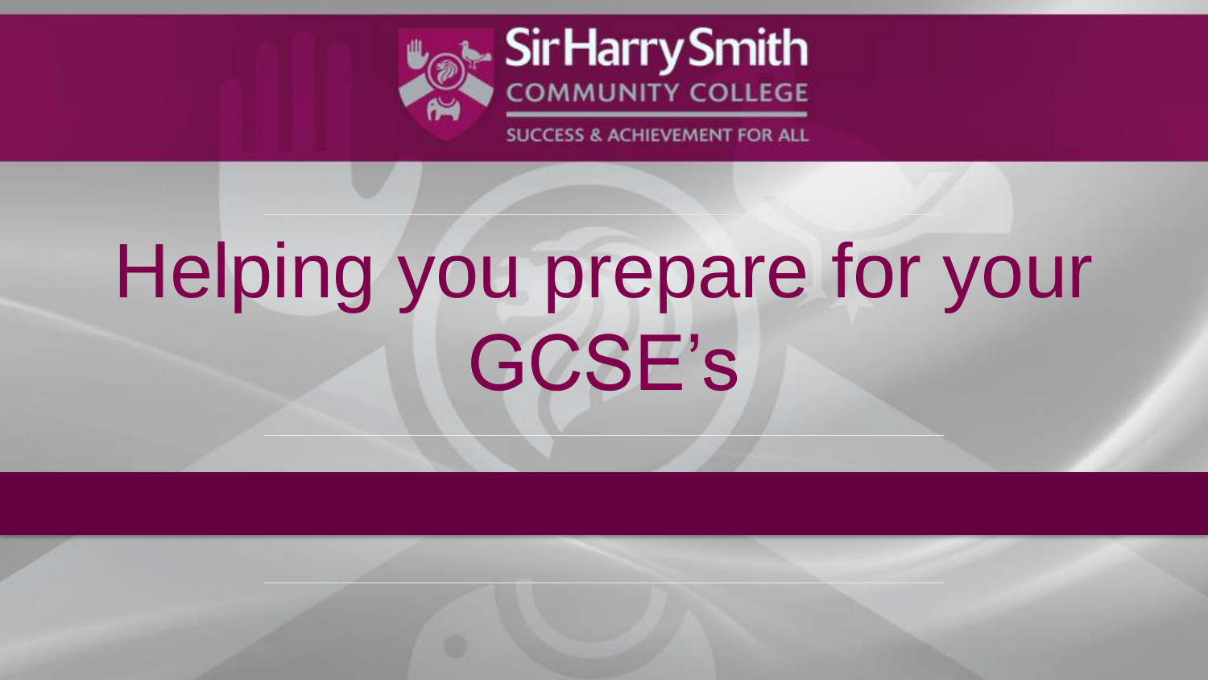Sir Harry Smith
COMMUNITY COLLEGE
SUCCESS & ACHIEVEMENT FOR ALL

# Helping you prepare for your GCSE's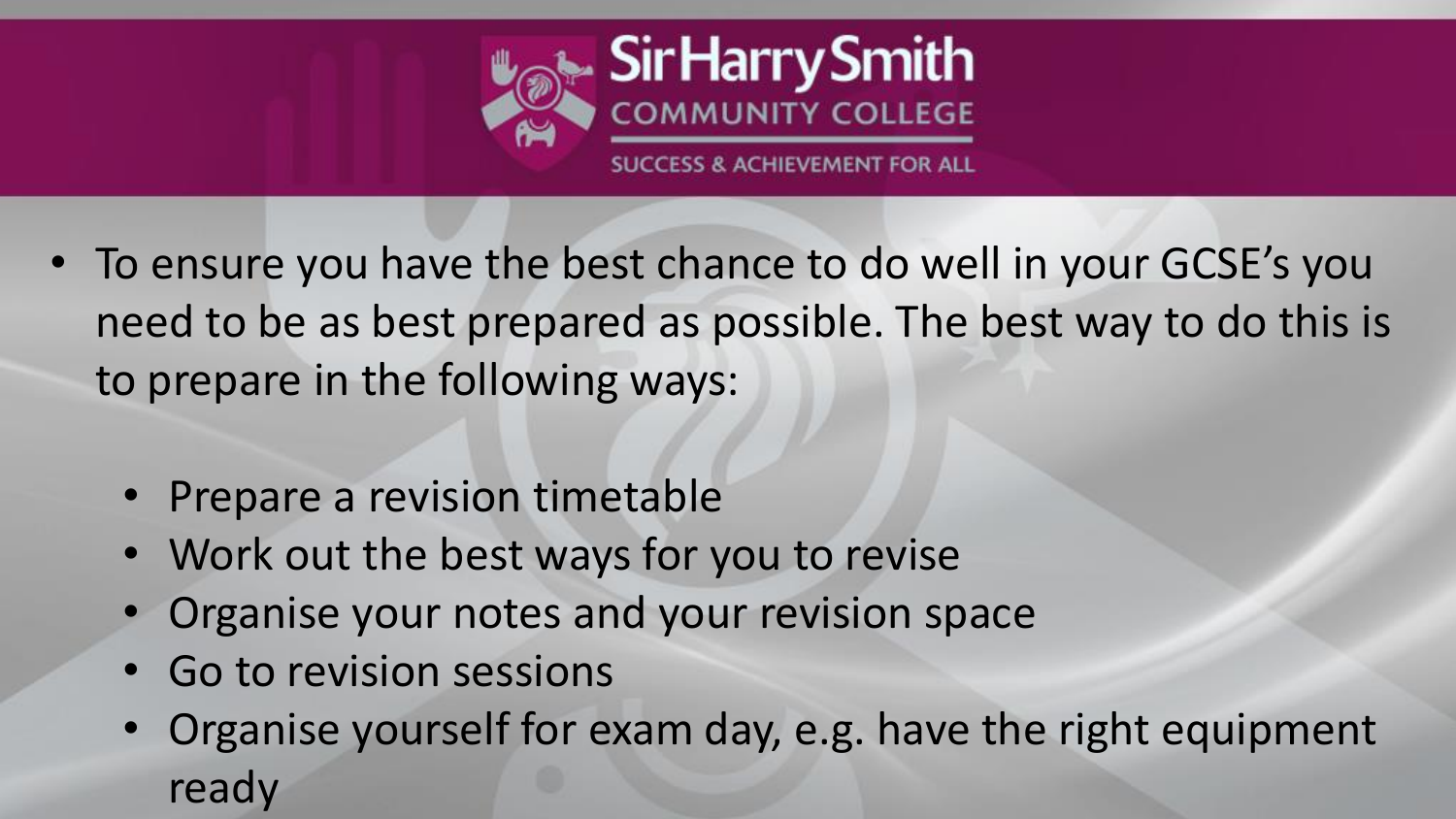- To ensure you have the best chance to do well in your GCSE's you need to be as best prepared as possible. The best way to do this is to prepare in the following ways:
  - Prepare a revision timetable
  - Work out the best ways for you to revise
  - Organise your notes and your revision space
  - Go to revision sessions
  - Organise yourself for exam day, e.g. have the right equipment ready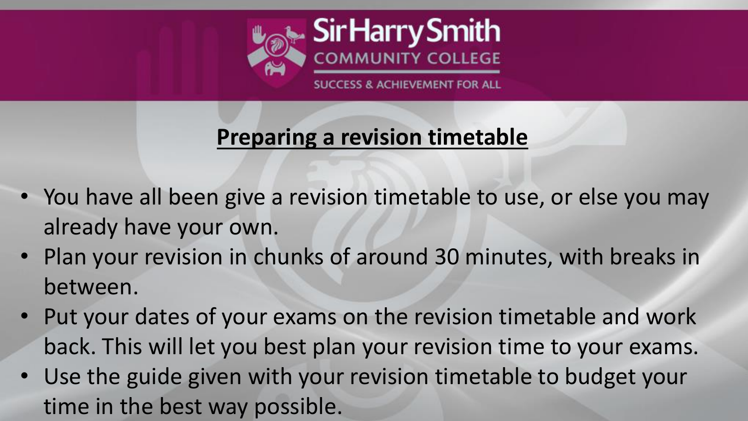## Preparing a revision timetable

- You have all been give a revision timetable to use, or else you may already have your own.
- Plan your revision in chunks of around 30 minutes, with breaks in between.
- Put your dates of your exams on the revision timetable and work back. This will let you best plan your revision time to your exams.
- Use the guide given with your revision timetable to budget your time in the best way possible.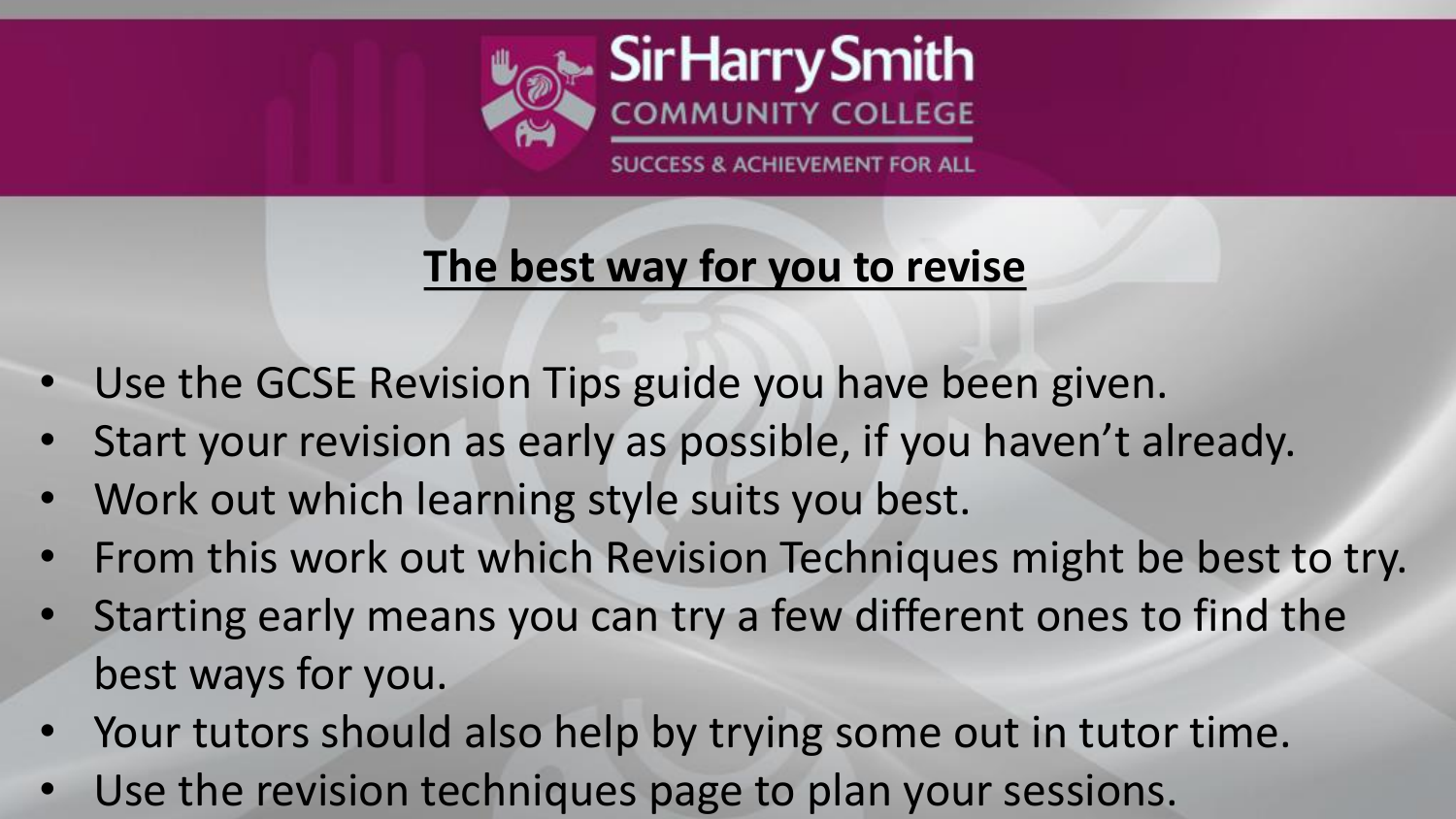## The best way for you to revise

- Use the GCSE Revision Tips guide you have been given.
- Start your revision as early as possible, if you haven't already.
- Work out which learning style suits you best.
- From this work out which Revision Techniques might be best to try.
- Starting early means you can try a few different ones to find the best ways for you.
- Your tutors should also help by trying some out in tutor time.
- Use the revision techniques page to plan your sessions.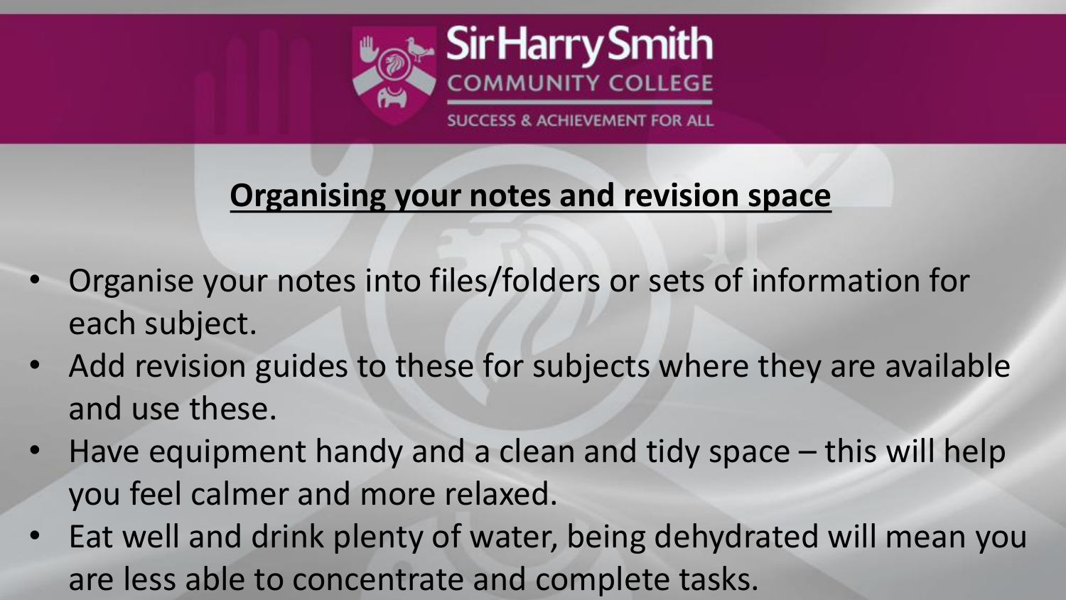## Organising your notes and revision space

- Organise your notes into files/folders or sets of information for each subject.
- Add revision guides to these for subjects where they are available and use these.
- Have equipment handy and a clean and tidy space – this will help you feel calmer and more relaxed.
- Eat well and drink plenty of water, being dehydrated will mean you are less able to concentrate and complete tasks.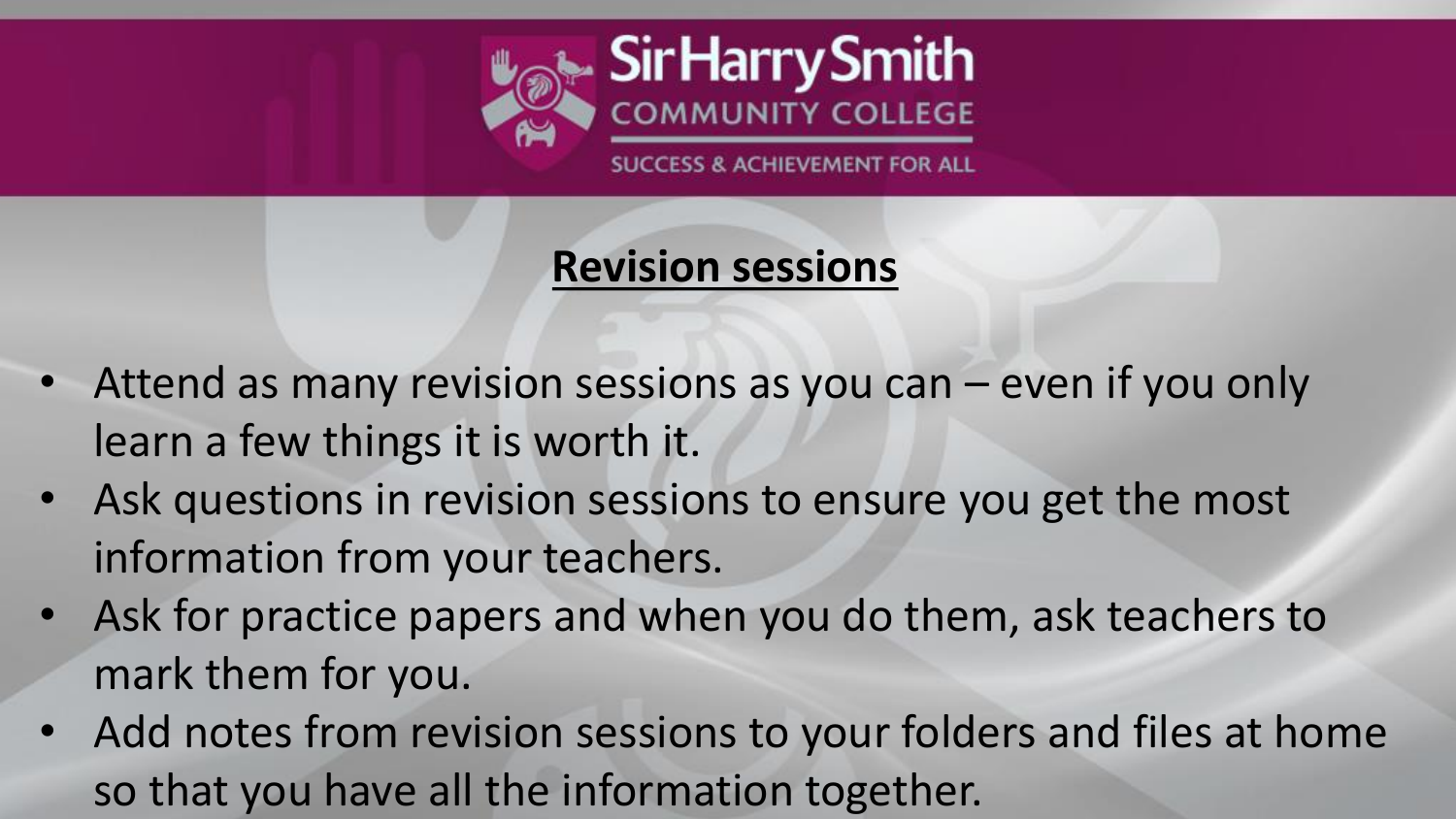## Revision sessions

- Attend as many revision sessions as you can – even if you only learn a few things it is worth it.
- Ask questions in revision sessions to ensure you get the most information from your teachers.
- Ask for practice papers and when you do them, ask teachers to mark them for you.
- Add notes from revision sessions to your folders and files at home so that you have all the information together.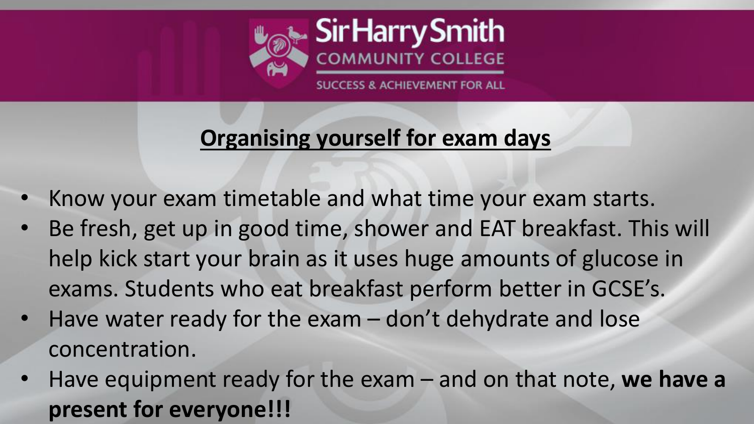Sir Harry Smith
COMMUNITY COLLEGE
SUCCESS & ACHIEVEMENT FOR ALL

## Organising yourself for exam days

- Know your exam timetable and what time your exam starts.
- Be fresh, get up in good time, shower and EAT breakfast. This will help kick start your brain as it uses huge amounts of glucose in exams. Students who eat breakfast perform better in GCSE's.
- Have water ready for the exam – don't dehydrate and lose concentration.
- Have equipment ready for the exam – and on that note, **we have a present for everyone!!!**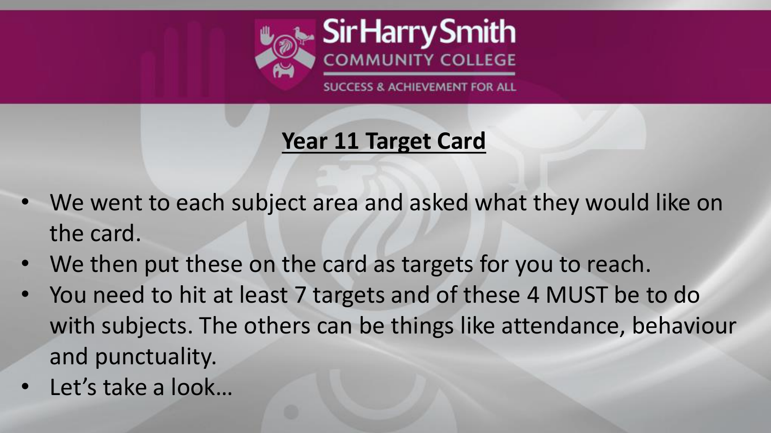Sir Harry Smith COMMUNITY COLLEGE

SUCCESS & ACHIEVEMENT FOR ALL

## Year 11 Target Card

- We went to each subject area and asked what they would like on the card.
- We then put these on the card as targets for you to reach.
- You need to hit at least 7 targets and of these 4 MUST be to do with subjects. The others can be things like attendance, behaviour and punctuality.
- Let's take a look…